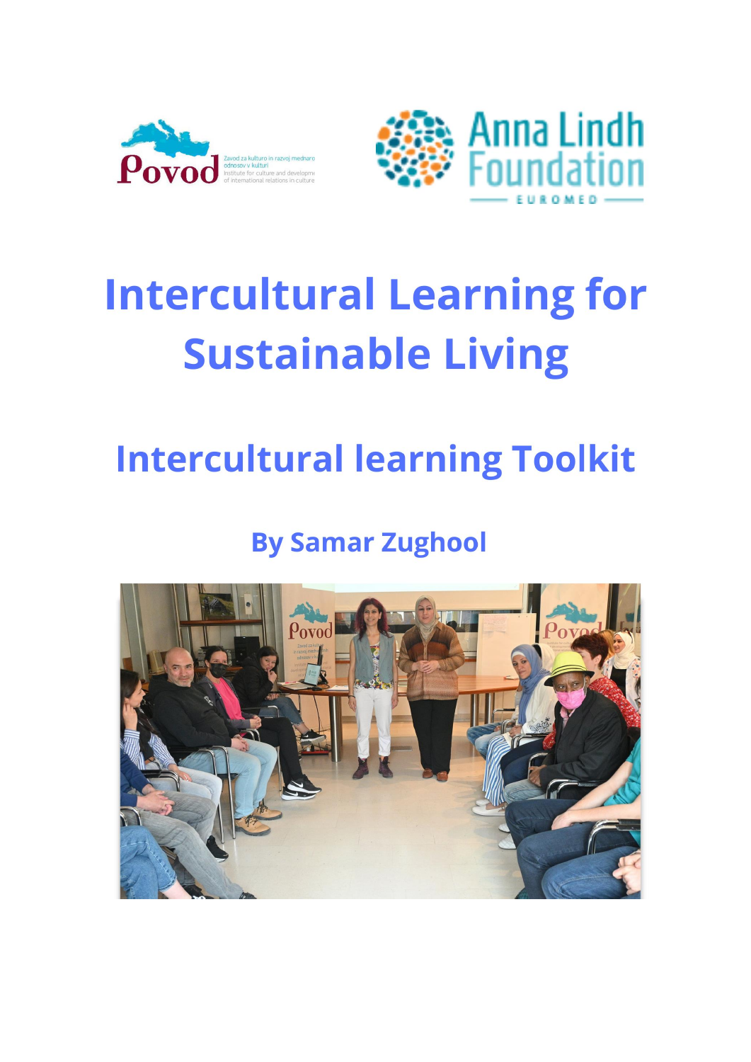# Intercultural Learning for Sustainable Living

## Intercultural learning Toolkit

### By Samar Zughool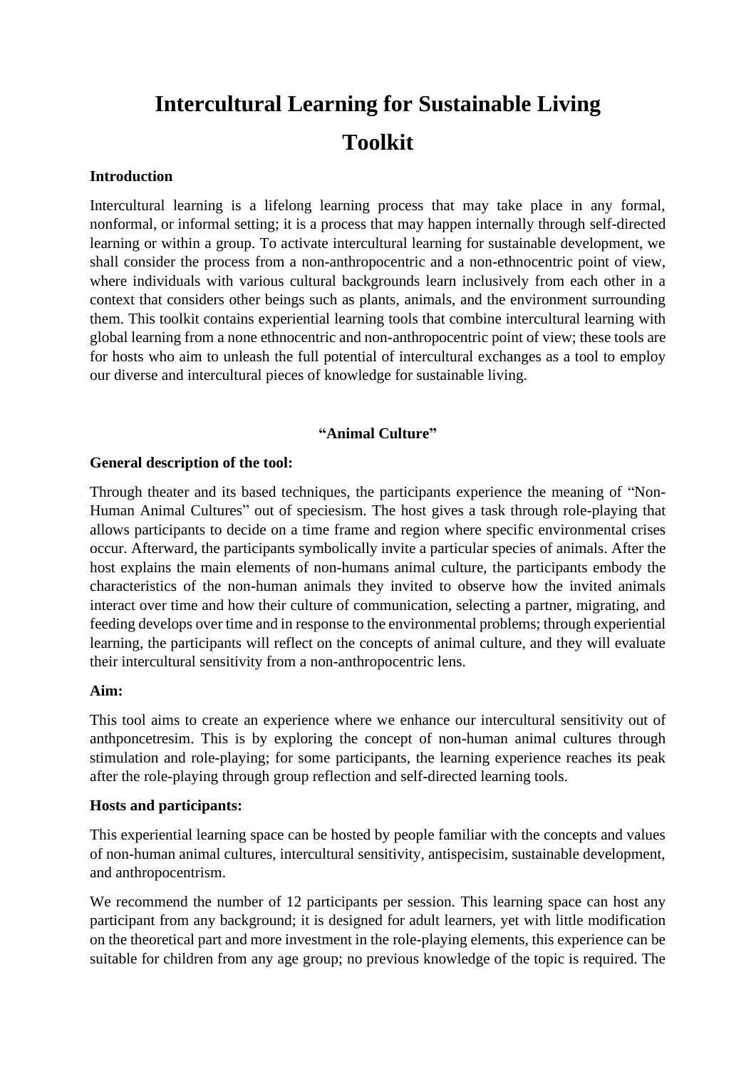# Intercultural Learning for Sustainable Living Toolkit

**Introduction**

Intercultural learning is a lifelong learning process that may take place in any formal, nonformal, or informal setting; it is a process that may happen internally through self-directed learning or within a group. To activate intercultural learning for sustainable development, we shall consider the process from a non-anthropocentric and a non-ethnocentric point of view, where individuals with various cultural backgrounds learn inclusively from each other in a context that considers other beings such as plants, animals, and the environment surrounding them. This toolkit contains experiential learning tools that combine intercultural learning with global learning from a none ethnocentric and non-anthropocentric point of view; these tools are for hosts who aim to unleash the full potential of intercultural exchanges as a tool to employ our diverse and intercultural pieces of knowledge for sustainable living.

**"Animal Culture"**

**General description of the tool:**

Through theater and its based techniques, the participants experience the meaning of "Non-Human Animal Cultures" out of speciesism. The host gives a task through role-playing that allows participants to decide on a time frame and region where specific environmental crises occur. Afterward, the participants symbolically invite a particular species of animals. After the host explains the main elements of non-humans animal culture, the participants embody the characteristics of the non-human animals they invited to observe how the invited animals interact over time and how their culture of communication, selecting a partner, migrating, and feeding develops over time and in response to the environmental problems; through experiential learning, the participants will reflect on the concepts of animal culture, and they will evaluate their intercultural sensitivity from a non-anthropocentric lens.

**Aim:**

This tool aims to create an experience where we enhance our intercultural sensitivity out of anthponcetresim. This is by exploring the concept of non-human animal cultures through stimulation and role-playing; for some participants, the learning experience reaches its peak after the role-playing through group reflection and self-directed learning tools.

**Hosts and participants:**

This experiential learning space can be hosted by people familiar with the concepts and values of non-human animal cultures, intercultural sensitivity, antispecisim, sustainable development, and anthropocentrism.

We recommend the number of 12 participants per session. This learning space can host any participant from any background; it is designed for adult learners, yet with little modification on the theoretical part and more investment in the role-playing elements, this experience can be suitable for children from any age group; no previous knowledge of the topic is required. The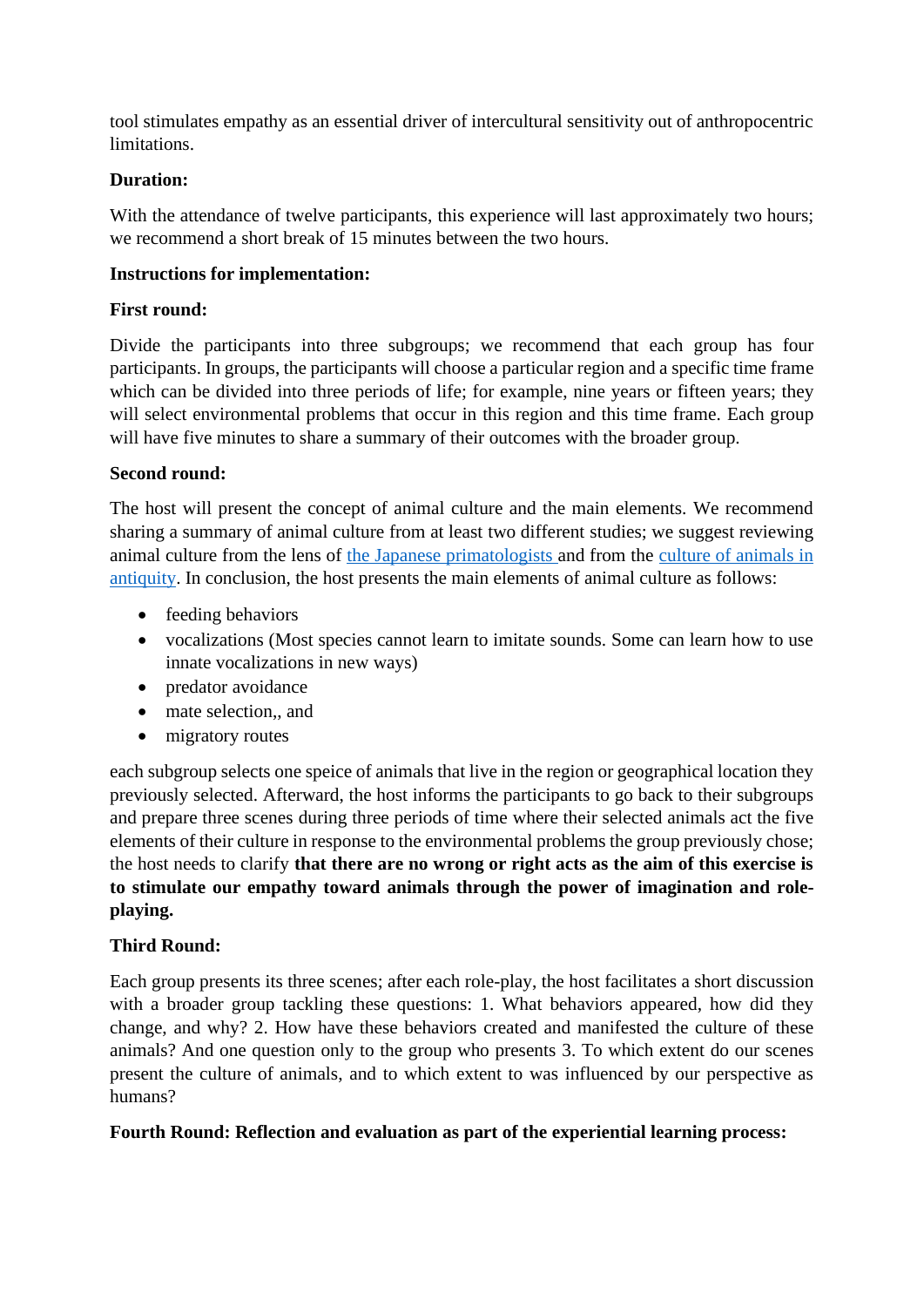tool stimulates empathy as an essential driver of intercultural sensitivity out of anthropocentric limitations.

**Duration:**

With the attendance of twelve participants, this experience will last approximately two hours; we recommend a short break of 15 minutes between the two hours.

**Instructions for implementation:**

**First round:**

Divide the participants into three subgroups; we recommend that each group has four participants. In groups, the participants will choose a particular region and a specific time frame which can be divided into three periods of life; for example, nine years or fifteen years; they will select environmental problems that occur in this region and this time frame. Each group will have five minutes to share a summary of their outcomes with the broader group.

**Second round:**

The host will present the concept of animal culture and the main elements. We recommend sharing a summary of animal culture from at least two different studies; we suggest reviewing animal culture from the lens of [the Japanese primatologists ]()and from the [culture of animals in antiquity](). In conclusion, the host presents the main elements of animal culture as follows:

- feeding behaviors
- vocalizations (Most species cannot learn to imitate sounds. Some can learn how to use innate vocalizations in new ways)
- predator avoidance
- mate selection,, and
- migratory routes

each subgroup selects one speice of animals that live in the region or geographical location they previously selected. Afterward, the host informs the participants to go back to their subgroups and prepare three scenes during three periods of time where their selected animals act the five elements of their culture in response to the environmental problems the group previously chose; the host needs to clarify **that there are no wrong or right acts as the aim of this exercise is to stimulate our empathy toward animals through the power of imagination and role-playing.**

**Third Round:**

Each group presents its three scenes; after each role-play, the host facilitates a short discussion with a broader group tackling these questions: 1. What behaviors appeared, how did they change, and why? 2. How have these behaviors created and manifested the culture of these animals? And one question only to the group who presents 3. To which extent do our scenes present the culture of animals, and to which extent to was influenced by our perspective as humans?

**Fourth Round: Reflection and evaluation as part of the experiential learning process:**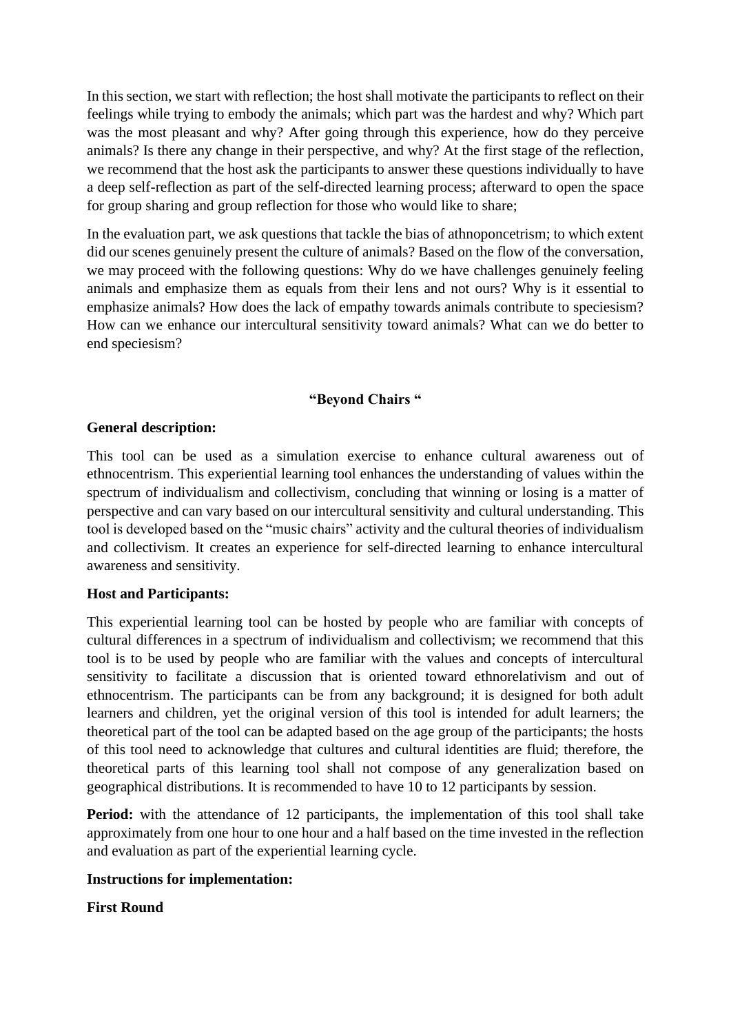In this section, we start with reflection; the host shall motivate the participants to reflect on their feelings while trying to embody the animals; which part was the hardest and why? Which part was the most pleasant and why? After going through this experience, how do they perceive animals? Is there any change in their perspective, and why? At the first stage of the reflection, we recommend that the host ask the participants to answer these questions individually to have a deep self-reflection as part of the self-directed learning process; afterward to open the space for group sharing and group reflection for those who would like to share;

In the evaluation part, we ask questions that tackle the bias of athnoponcetrism; to which extent did our scenes genuinely present the culture of animals? Based on the flow of the conversation, we may proceed with the following questions: Why do we have challenges genuinely feeling animals and emphasize them as equals from their lens and not ours? Why is it essential to emphasize animals? How does the lack of empathy towards animals contribute to speciesism? How can we enhance our intercultural sensitivity toward animals? What can we do better to end speciesism?

## "Beyond Chairs "

**General description:**

This tool can be used as a simulation exercise to enhance cultural awareness out of ethnocentrism. This experiential learning tool enhances the understanding of values within the spectrum of individualism and collectivism, concluding that winning or losing is a matter of perspective and can vary based on our intercultural sensitivity and cultural understanding. This tool is developed based on the "music chairs" activity and the cultural theories of individualism and collectivism. It creates an experience for self-directed learning to enhance intercultural awareness and sensitivity.

**Host and Participants:**

This experiential learning tool can be hosted by people who are familiar with concepts of cultural differences in a spectrum of individualism and collectivism; we recommend that this tool is to be used by people who are familiar with the values and concepts of intercultural sensitivity to facilitate a discussion that is oriented toward ethnorelativism and out of ethnocentrism. The participants can be from any background; it is designed for both adult learners and children, yet the original version of this tool is intended for adult learners; the theoretical part of the tool can be adapted based on the age group of the participants; the hosts of this tool need to acknowledge that cultures and cultural identities are fluid; therefore, the theoretical parts of this learning tool shall not compose of any generalization based on geographical distributions. It is recommended to have 10 to 12 participants by session.

**Period:** with the attendance of 12 participants, the implementation of this tool shall take approximately from one hour to one hour and a half based on the time invested in the reflection and evaluation as part of the experiential learning cycle.

**Instructions for implementation:**

**First Round**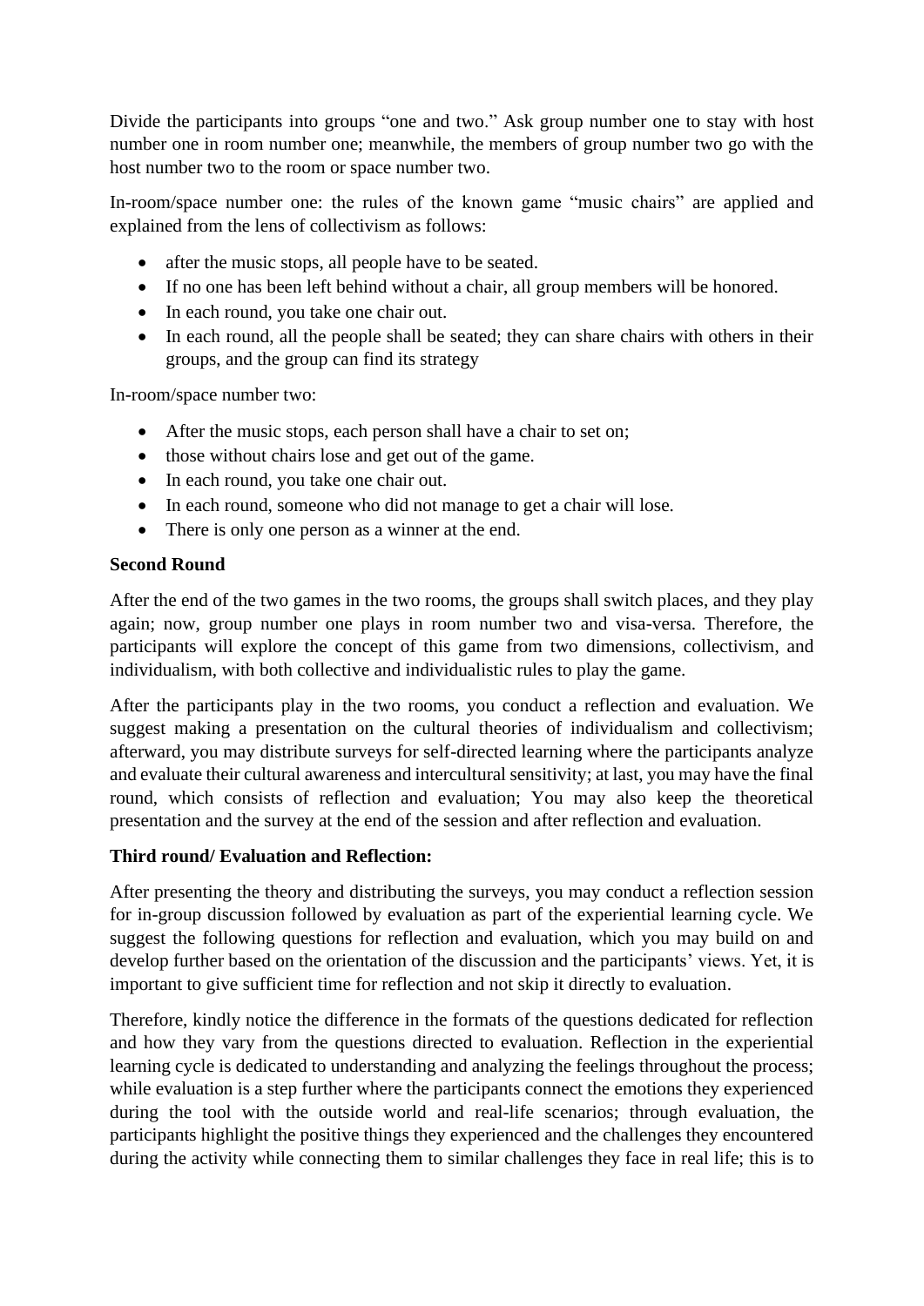Divide the participants into groups "one and two." Ask group number one to stay with host number one in room number one; meanwhile, the members of group number two go with the host number two to the room or space number two.

In-room/space number one: the rules of the known game "music chairs" are applied and explained from the lens of collectivism as follows:

- after the music stops, all people have to be seated.
- If no one has been left behind without a chair, all group members will be honored.
- In each round, you take one chair out.
- In each round, all the people shall be seated; they can share chairs with others in their groups, and the group can find its strategy

In-room/space number two:

- After the music stops, each person shall have a chair to set on;
- those without chairs lose and get out of the game.
- In each round, you take one chair out.
- In each round, someone who did not manage to get a chair will lose.
- There is only one person as a winner at the end.

**Second Round**

After the end of the two games in the two rooms, the groups shall switch places, and they play again; now, group number one plays in room number two and visa-versa. Therefore, the participants will explore the concept of this game from two dimensions, collectivism, and individualism, with both collective and individualistic rules to play the game.

After the participants play in the two rooms, you conduct a reflection and evaluation. We suggest making a presentation on the cultural theories of individualism and collectivism; afterward, you may distribute surveys for self-directed learning where the participants analyze and evaluate their cultural awareness and intercultural sensitivity; at last, you may have the final round, which consists of reflection and evaluation; You may also keep the theoretical presentation and the survey at the end of the session and after reflection and evaluation.

**Third round/ Evaluation and Reflection:**

After presenting the theory and distributing the surveys, you may conduct a reflection session for in-group discussion followed by evaluation as part of the experiential learning cycle. We suggest the following questions for reflection and evaluation, which you may build on and develop further based on the orientation of the discussion and the participants' views. Yet, it is important to give sufficient time for reflection and not skip it directly to evaluation.

Therefore, kindly notice the difference in the formats of the questions dedicated for reflection and how they vary from the questions directed to evaluation. Reflection in the experiential learning cycle is dedicated to understanding and analyzing the feelings throughout the process; while evaluation is a step further where the participants connect the emotions they experienced during the tool with the outside world and real-life scenarios; through evaluation, the participants highlight the positive things they experienced and the challenges they encountered during the activity while connecting them to similar challenges they face in real life; this is to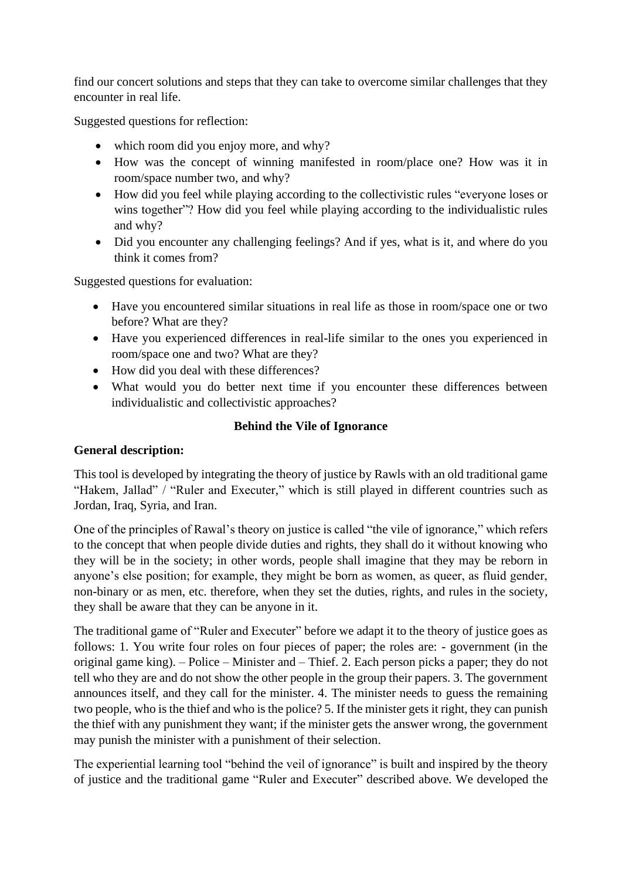find our concert solutions and steps that they can take to overcome similar challenges that they encounter in real life.

Suggested questions for reflection:

- which room did you enjoy more, and why?
- How was the concept of winning manifested in room/place one? How was it in room/space number two, and why?
- How did you feel while playing according to the collectivistic rules "everyone loses or wins together"? How did you feel while playing according to the individualistic rules and why?
- Did you encounter any challenging feelings? And if yes, what is it, and where do you think it comes from?

Suggested questions for evaluation:

- Have you encountered similar situations in real life as those in room/space one or two before? What are they?
- Have you experienced differences in real-life similar to the ones you experienced in room/space one and two? What are they?
- How did you deal with these differences?
- What would you do better next time if you encounter these differences between individualistic and collectivistic approaches?

## Behind the Vile of Ignorance

**General description:**

This tool is developed by integrating the theory of justice by Rawls with an old traditional game "Hakem, Jallad" / "Ruler and Executer," which is still played in different countries such as Jordan, Iraq, Syria, and Iran.

One of the principles of Rawal's theory on justice is called "the vile of ignorance," which refers to the concept that when people divide duties and rights, they shall do it without knowing who they will be in the society; in other words, people shall imagine that they may be reborn in anyone's else position; for example, they might be born as women, as queer, as fluid gender, non-binary or as men, etc. therefore, when they set the duties, rights, and rules in the society, they shall be aware that they can be anyone in it.

The traditional game of "Ruler and Executer" before we adapt it to the theory of justice goes as follows: 1. You write four roles on four pieces of paper; the roles are: - government (in the original game king). – Police – Minister and – Thief. 2. Each person picks a paper; they do not tell who they are and do not show the other people in the group their papers. 3. The government announces itself, and they call for the minister. 4. The minister needs to guess the remaining two people, who is the thief and who is the police? 5. If the minister gets it right, they can punish the thief with any punishment they want; if the minister gets the answer wrong, the government may punish the minister with a punishment of their selection.

The experiential learning tool "behind the veil of ignorance" is built and inspired by the theory of justice and the traditional game "Ruler and Executer" described above. We developed the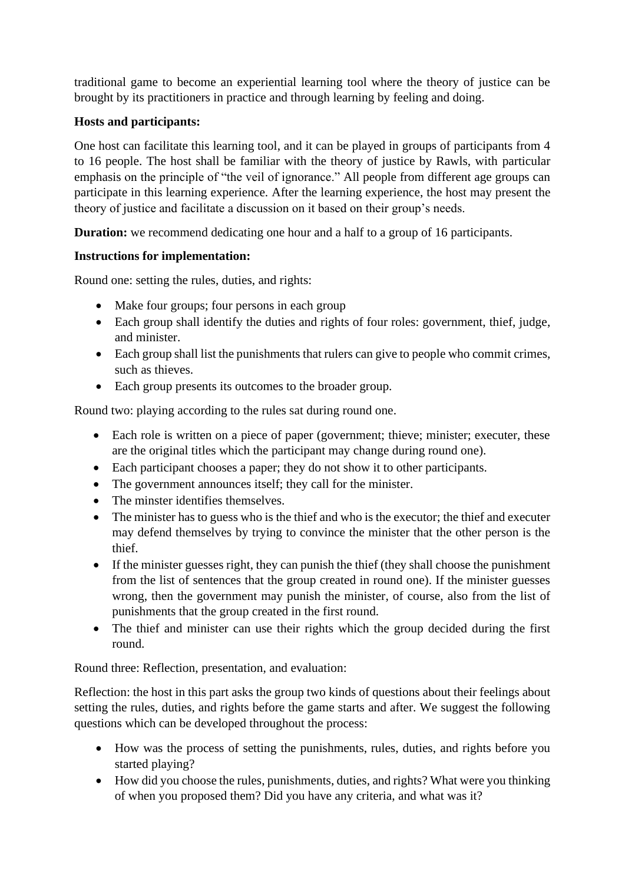traditional game to become an experiential learning tool where the theory of justice can be brought by its practitioners in practice and through learning by feeling and doing.

**Hosts and participants:**

One host can facilitate this learning tool, and it can be played in groups of participants from 4 to 16 people. The host shall be familiar with the theory of justice by Rawls, with particular emphasis on the principle of "the veil of ignorance." All people from different age groups can participate in this learning experience. After the learning experience, the host may present the theory of justice and facilitate a discussion on it based on their group's needs.

**Duration:** we recommend dedicating one hour and a half to a group of 16 participants.

**Instructions for implementation:**

Round one: setting the rules, duties, and rights:

- Make four groups; four persons in each group
- Each group shall identify the duties and rights of four roles: government, thief, judge, and minister.
- Each group shall list the punishments that rulers can give to people who commit crimes, such as thieves.
- Each group presents its outcomes to the broader group.

Round two: playing according to the rules sat during round one.

- Each role is written on a piece of paper (government; thieve; minister; executer, these are the original titles which the participant may change during round one).
- Each participant chooses a paper; they do not show it to other participants.
- The government announces itself; they call for the minister.
- The minster identifies themselves.
- The minister has to guess who is the thief and who is the executor; the thief and executer may defend themselves by trying to convince the minister that the other person is the thief.
- If the minister guesses right, they can punish the thief (they shall choose the punishment from the list of sentences that the group created in round one). If the minister guesses wrong, then the government may punish the minister, of course, also from the list of punishments that the group created in the first round.
- The thief and minister can use their rights which the group decided during the first round.

Round three: Reflection, presentation, and evaluation:

Reflection: the host in this part asks the group two kinds of questions about their feelings about setting the rules, duties, and rights before the game starts and after. We suggest the following questions which can be developed throughout the process:

- How was the process of setting the punishments, rules, duties, and rights before you started playing?
- How did you choose the rules, punishments, duties, and rights? What were you thinking of when you proposed them? Did you have any criteria, and what was it?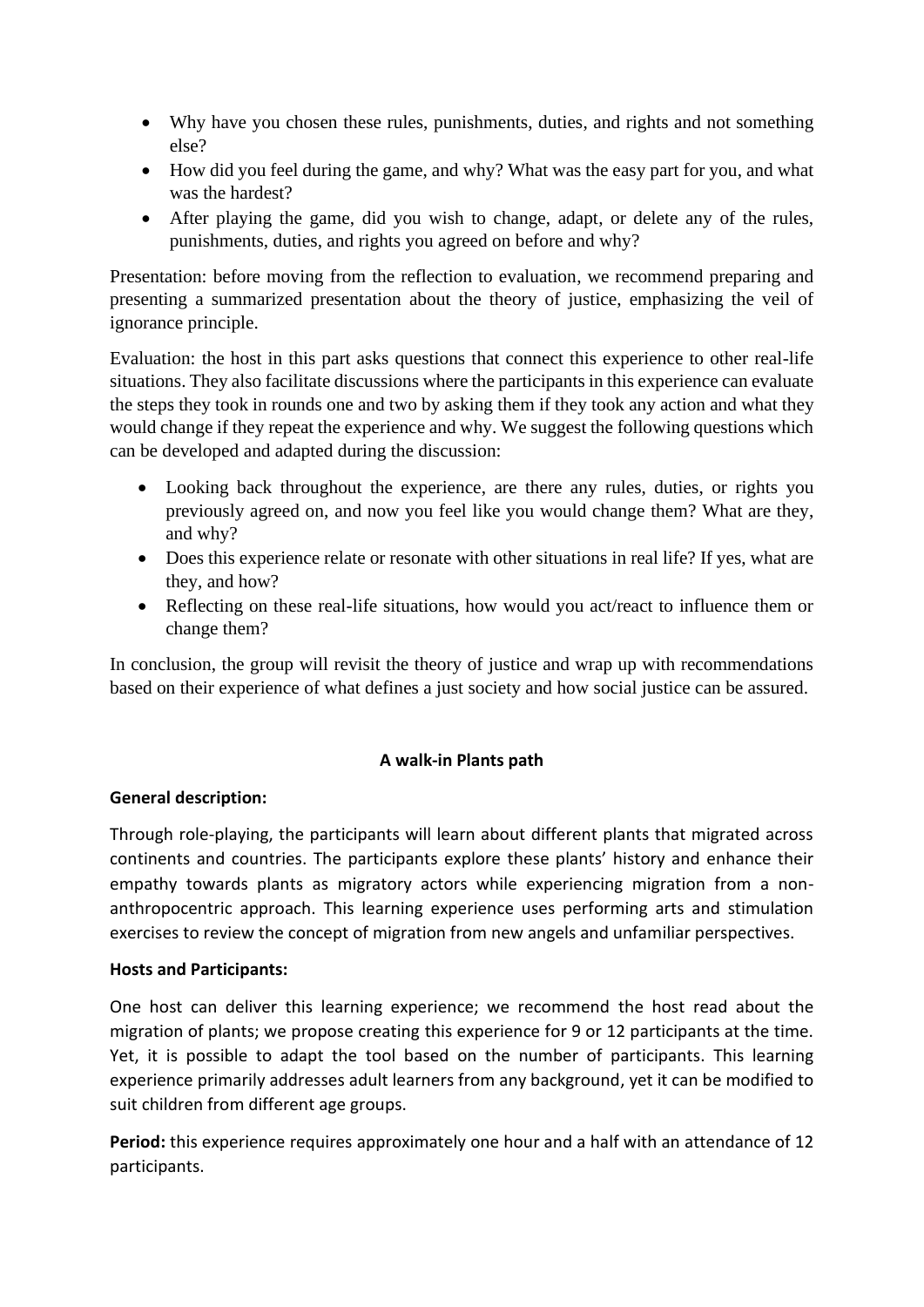- Why have you chosen these rules, punishments, duties, and rights and not something else?
- How did you feel during the game, and why? What was the easy part for you, and what was the hardest?
- After playing the game, did you wish to change, adapt, or delete any of the rules, punishments, duties, and rights you agreed on before and why?

Presentation: before moving from the reflection to evaluation, we recommend preparing and presenting a summarized presentation about the theory of justice, emphasizing the veil of ignorance principle.

Evaluation: the host in this part asks questions that connect this experience to other real-life situations. They also facilitate discussions where the participants in this experience can evaluate the steps they took in rounds one and two by asking them if they took any action and what they would change if they repeat the experience and why. We suggest the following questions which can be developed and adapted during the discussion:

- Looking back throughout the experience, are there any rules, duties, or rights you previously agreed on, and now you feel like you would change them? What are they, and why?
- Does this experience relate or resonate with other situations in real life? If yes, what are they, and how?
- Reflecting on these real-life situations, how would you act/react to influence them or change them?

In conclusion, the group will revisit the theory of justice and wrap up with recommendations based on their experience of what defines a just society and how social justice can be assured.

## A walk-in Plants path

**General description:**

Through role-playing, the participants will learn about different plants that migrated across continents and countries. The participants explore these plants' history and enhance their empathy towards plants as migratory actors while experiencing migration from a non-anthropocentric approach. This learning experience uses performing arts and stimulation exercises to review the concept of migration from new angels and unfamiliar perspectives.

**Hosts and Participants:**

One host can deliver this learning experience; we recommend the host read about the migration of plants; we propose creating this experience for 9 or 12 participants at the time. Yet, it is possible to adapt the tool based on the number of participants. This learning experience primarily addresses adult learners from any background, yet it can be modified to suit children from different age groups.

**Period:** this experience requires approximately one hour and a half with an attendance of 12 participants.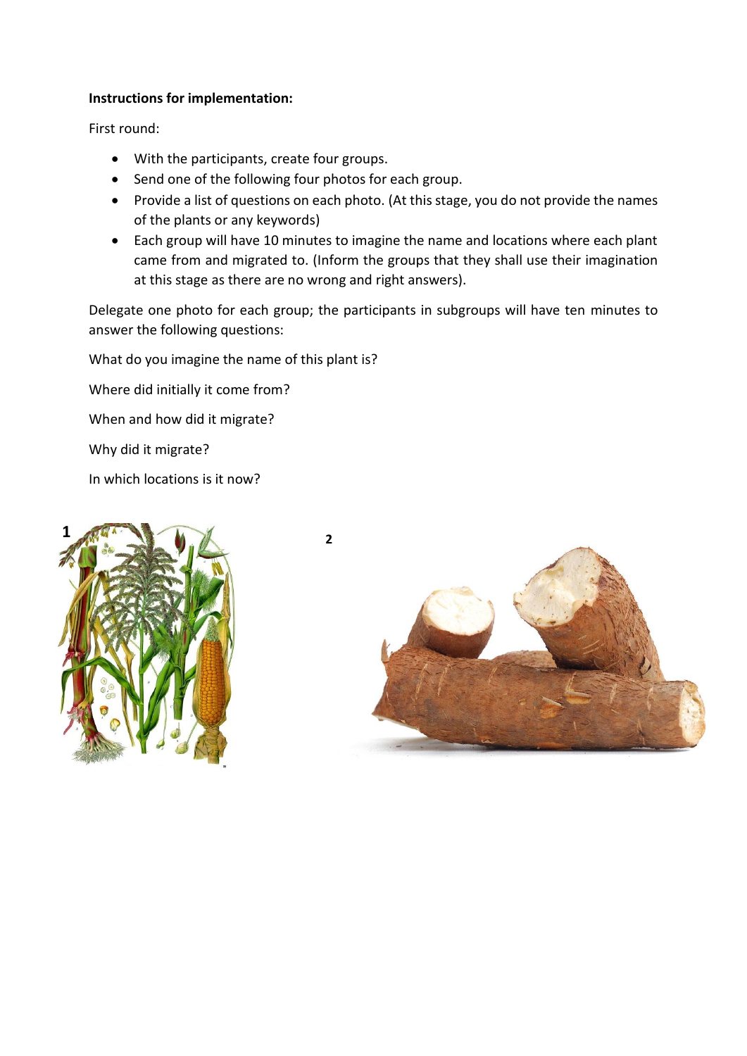**Instructions for implementation:**

First round:

- With the participants, create four groups.
- Send one of the following four photos for each group.
- Provide a list of questions on each photo. (At this stage, you do not provide the names of the plants or any keywords)
- Each group will have 10 minutes to imagine the name and locations where each plant came from and migrated to. (Inform the groups that they shall use their imagination at this stage as there are no wrong and right answers).

Delegate one photo for each group; the participants in subgroups will have ten minutes to answer the following questions:

What do you imagine the name of this plant is?

Where did initially it come from?

When and how did it migrate?

Why did it migrate?

In which locations is it now?

1

2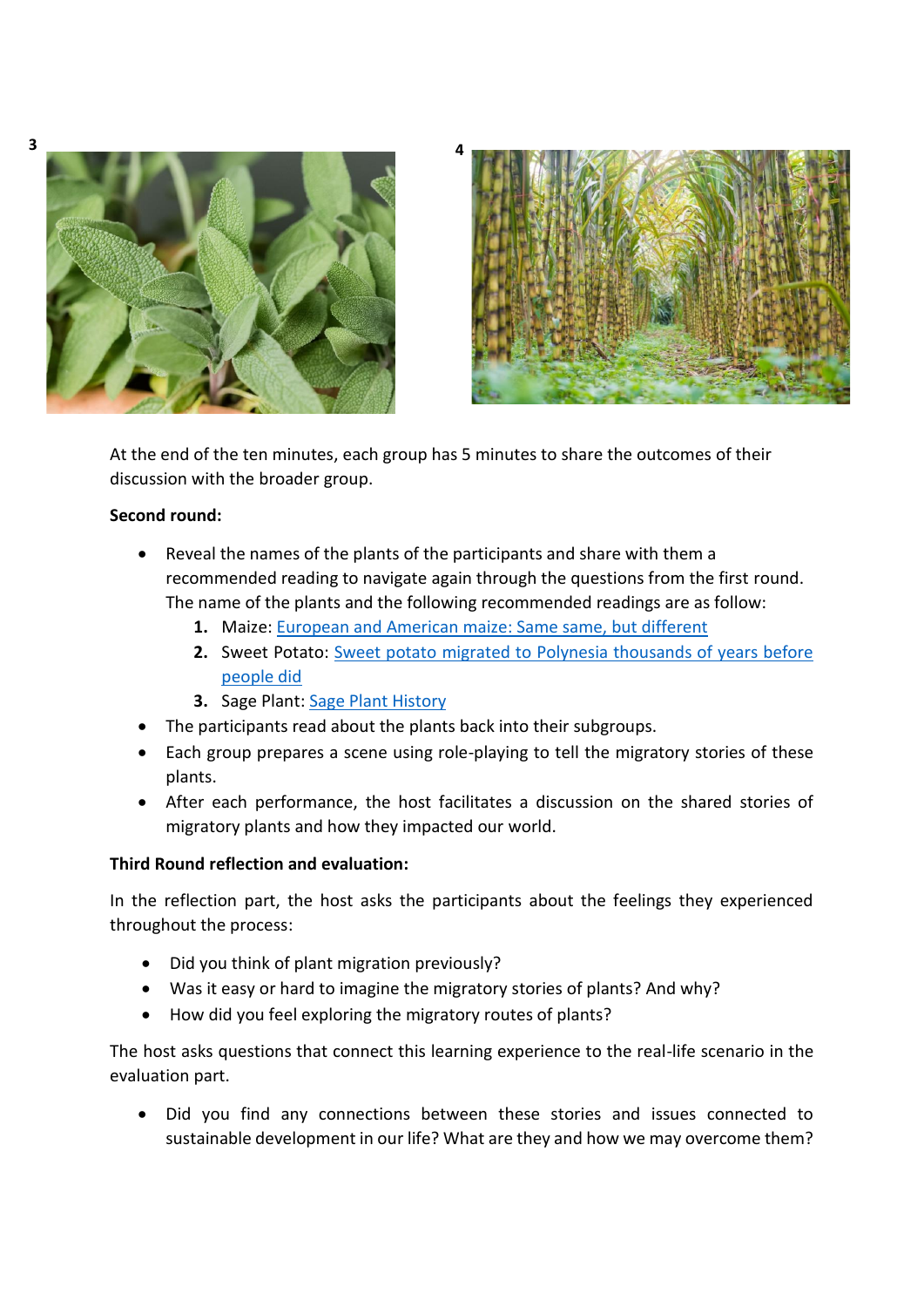3

4

At the end of the ten minutes, each group has 5 minutes to share the outcomes of their discussion with the broader group.

**Second round:**

- Reveal the names of the plants of the participants and share with them a recommended reading to navigate again through the questions from the first round. The name of the plants and the following recommended readings are as follow:
  1. Maize: European and American maize: Same same, but different
  2. Sweet Potato: Sweet potato migrated to Polynesia thousands of years before people did
  3. Sage Plant: Sage Plant History
- The participants read about the plants back into their subgroups.
- Each group prepares a scene using role-playing to tell the migratory stories of these plants.
- After each performance, the host facilitates a discussion on the shared stories of migratory plants and how they impacted our world.

**Third Round reflection and evaluation:**

In the reflection part, the host asks the participants about the feelings they experienced throughout the process:

- Did you think of plant migration previously?
- Was it easy or hard to imagine the migratory stories of plants? And why?
- How did you feel exploring the migratory routes of plants?

The host asks questions that connect this learning experience to the real-life scenario in the evaluation part.

- Did you find any connections between these stories and issues connected to sustainable development in our life? What are they and how we may overcome them?